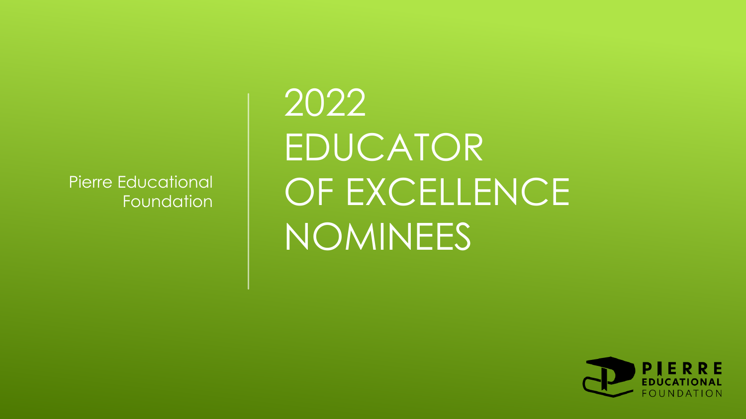Pierre Educational Foundation

# 2022 EDUCATOR OF EXCELLENCE NOMINEES

PIERRE EDUCATIONAL FOUNDATION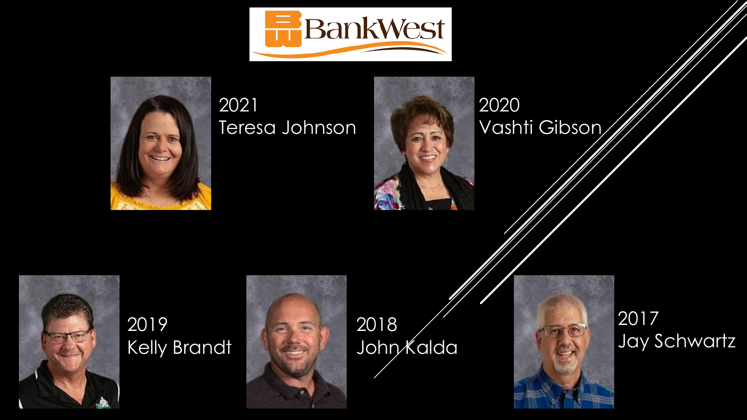BankWest

2021
Teresa Johnson

2020
Vashti Gibson

2019
Kelly Brandt

2018
John Kalda

2017
Jay Schwartz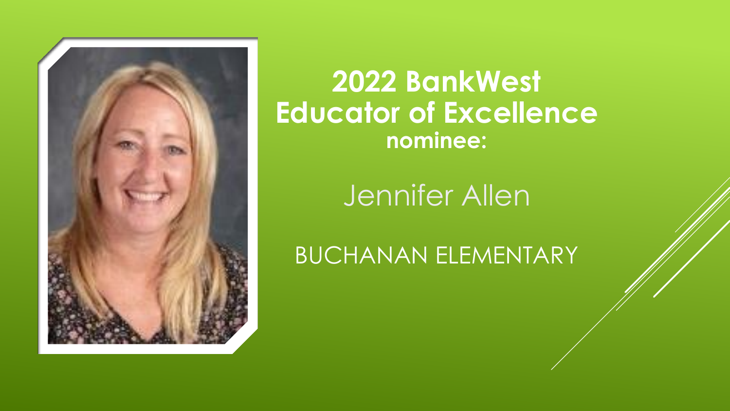# 2022 BankWest Educator of Excellence

**nominee:**

Jennifer Allen

BUCHANAN ELEMENTARY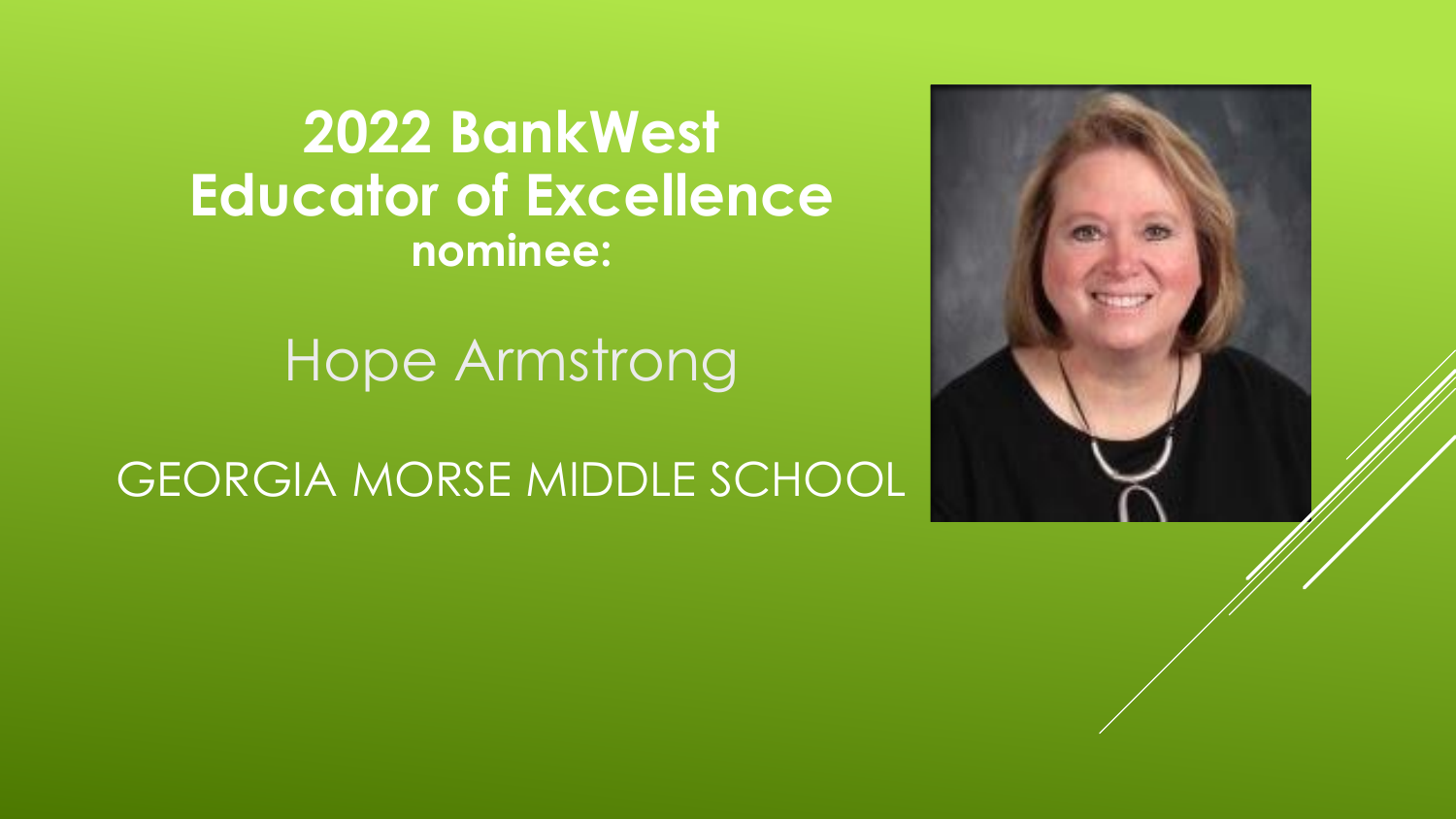# 2022 BankWest Educator of Excellence

**nominee:**

Hope Armstrong

GEORGIA MORSE MIDDLE SCHOOL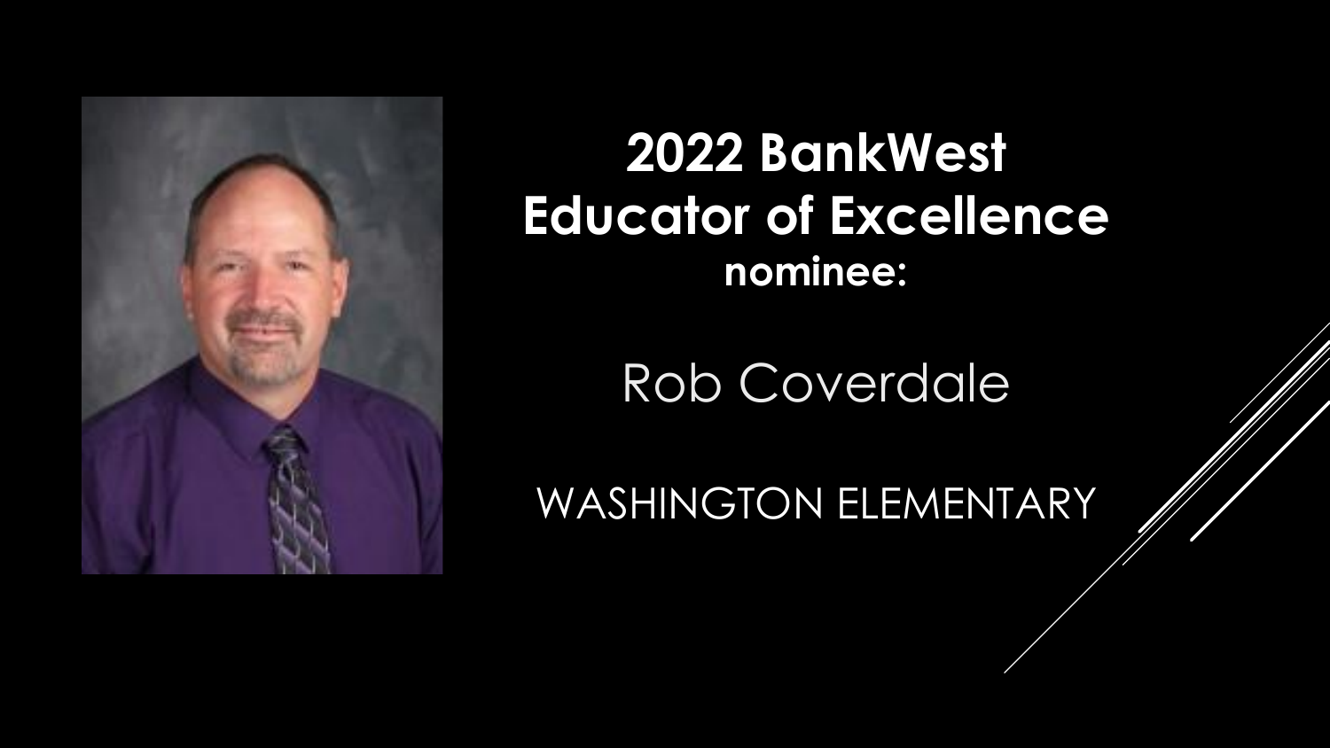# 2022 BankWest Educator of Excellence

**nominee:**

Rob Coverdale

WASHINGTON ELEMENTARY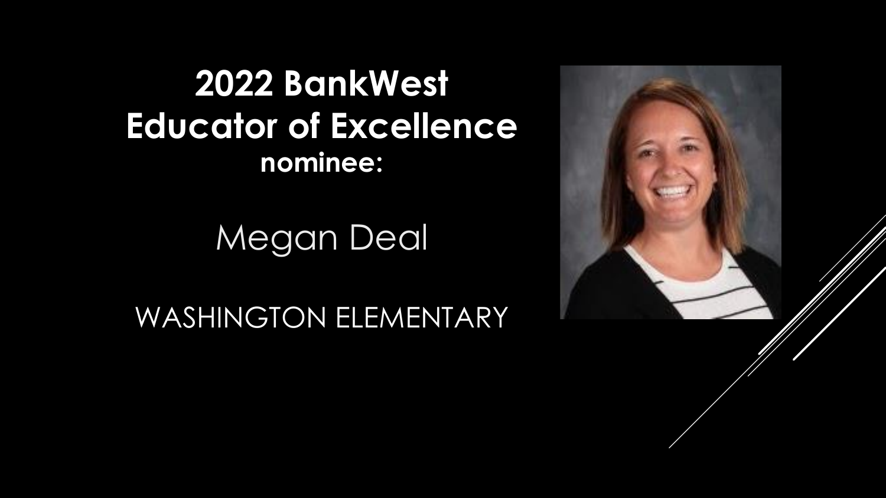# 2022 BankWest Educator of Excellence

**nominee:**

Megan Deal

WASHINGTON ELEMENTARY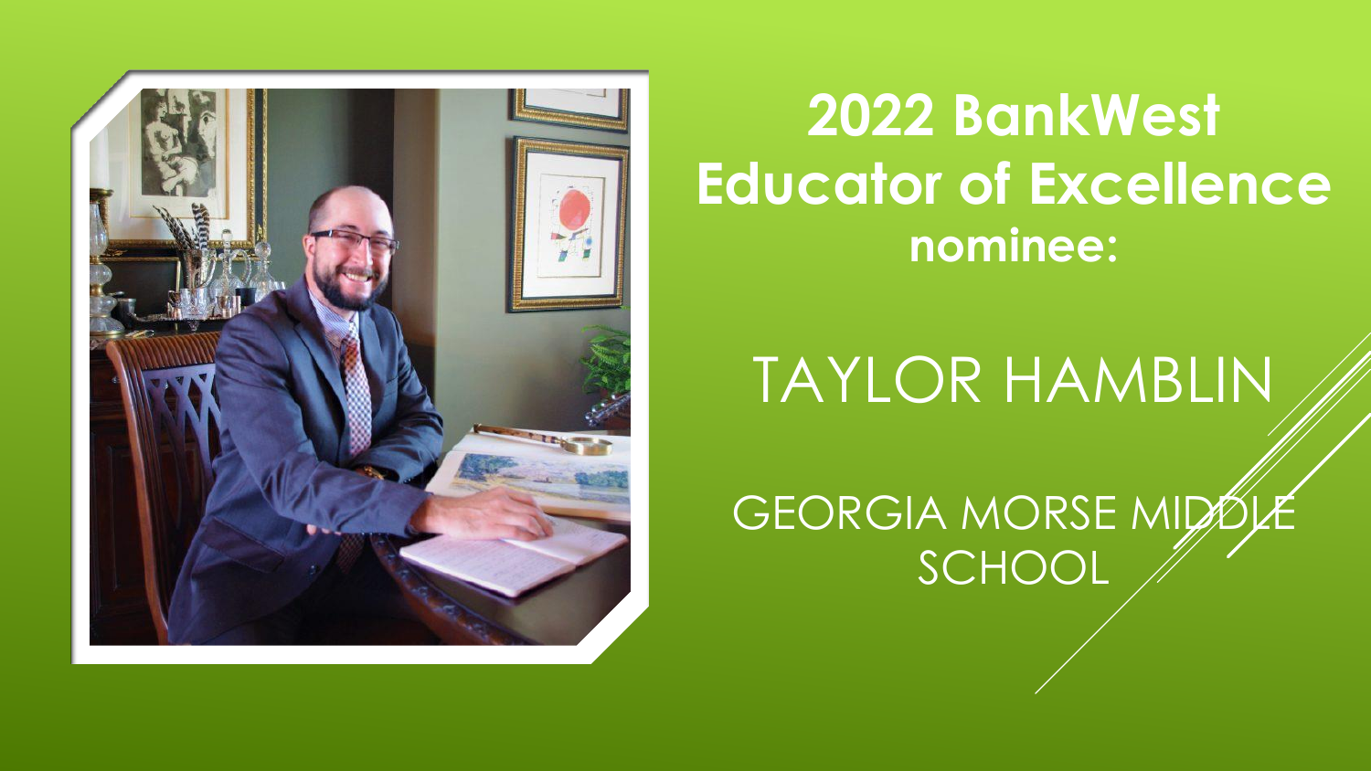# 2022 BankWest Educator of Excellence

**nominee:**

TAYLOR HAMBLIN

GEORGIA MORSE MIDDLE SCHOOL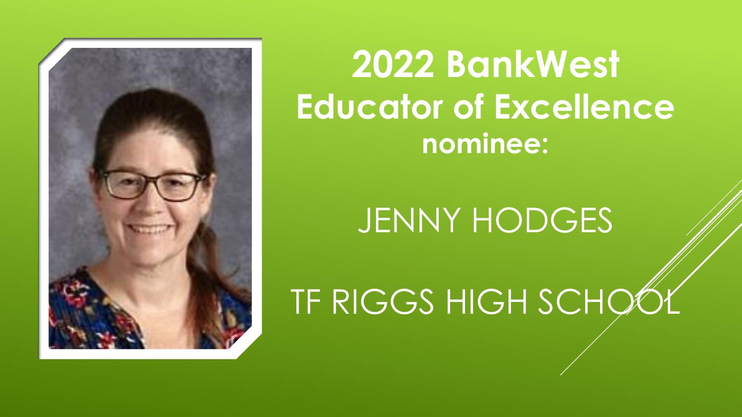# 2022 BankWest Educator of Excellence

**nominee:**

JENNY HODGES

TF RIGGS HIGH SCHOOL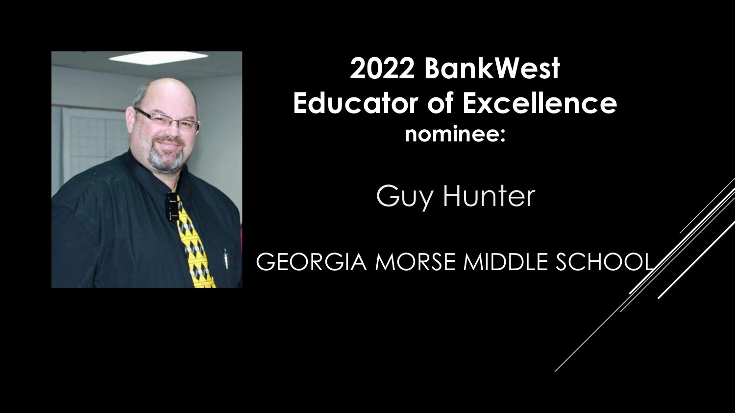# 2022 BankWest Educator of Excellence

**nominee:**

Guy Hunter

GEORGIA MORSE MIDDLE SCHOOL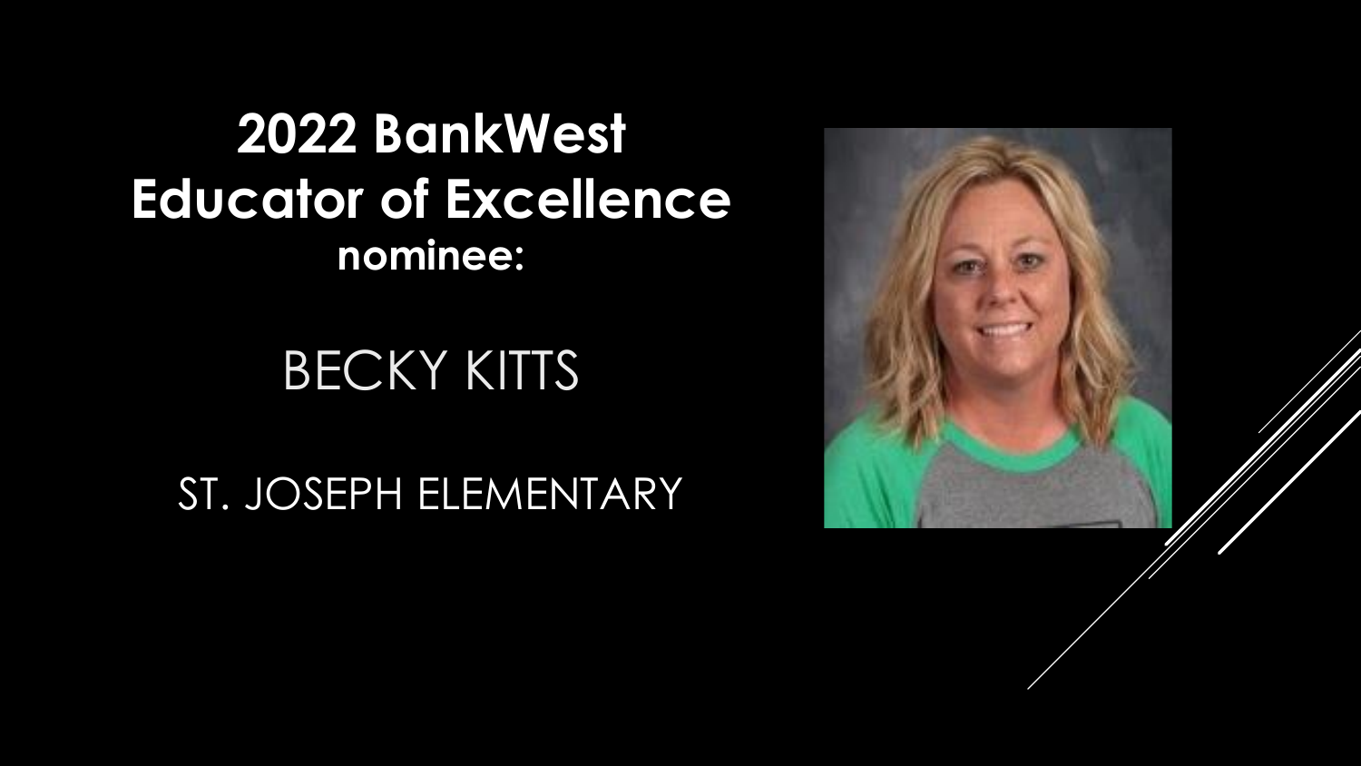# 2022 BankWest Educator of Excellence

**nominee:**

BECKY KITTS

ST. JOSEPH ELEMENTARY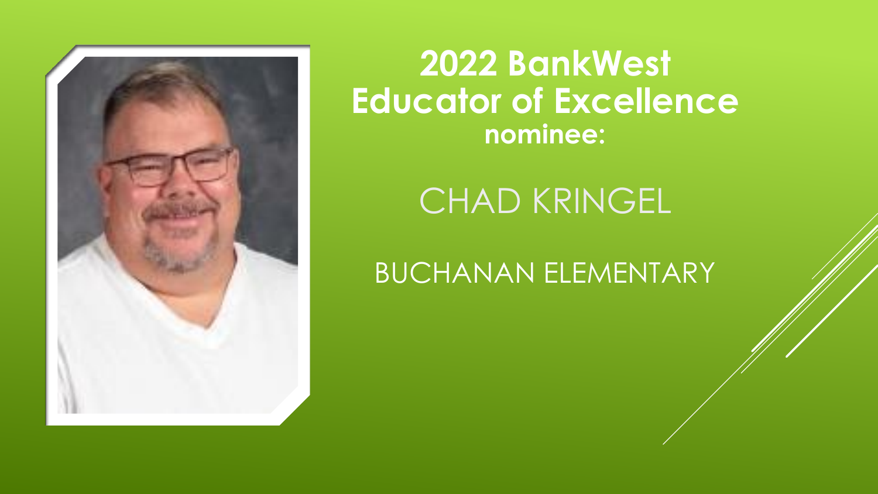# 2022 BankWest Educator of Excellence

**nominee:**

CHAD KRINGEL

BUCHANAN ELEMENTARY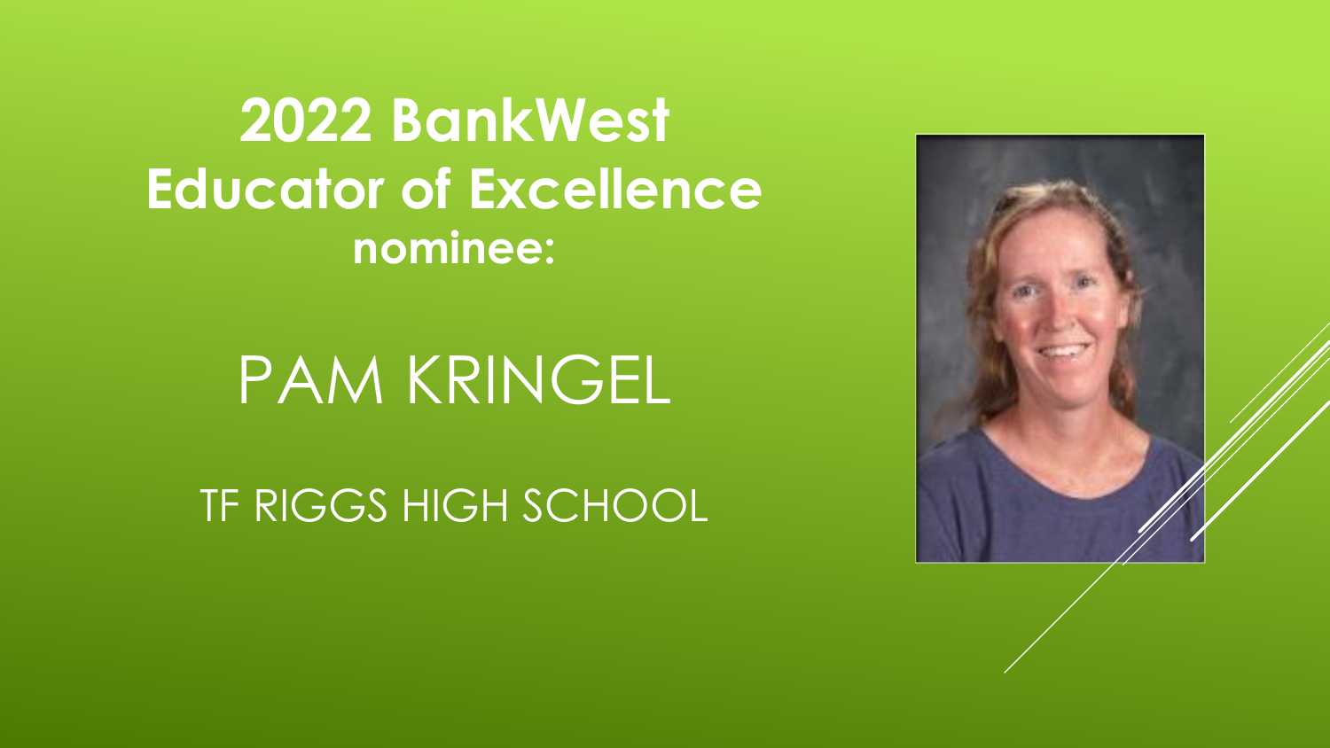# 2022 BankWest Educator of Excellence

**nominee:**

PAM KRINGEL

TF RIGGS HIGH SCHOOL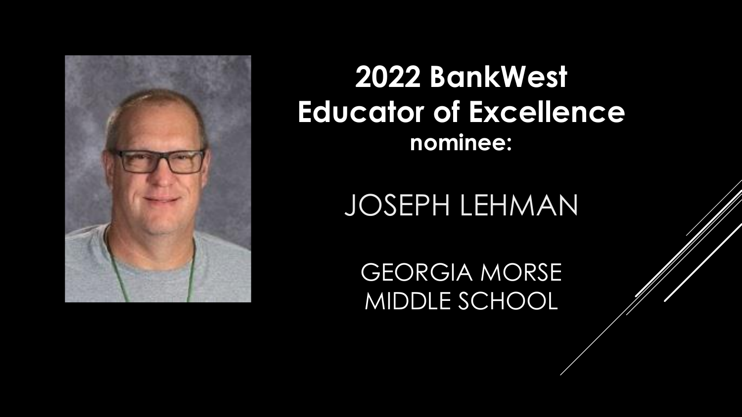# 2022 BankWest Educator of Excellence
**nominee:**

JOSEPH LEHMAN

GEORGIA MORSE
MIDDLE SCHOOL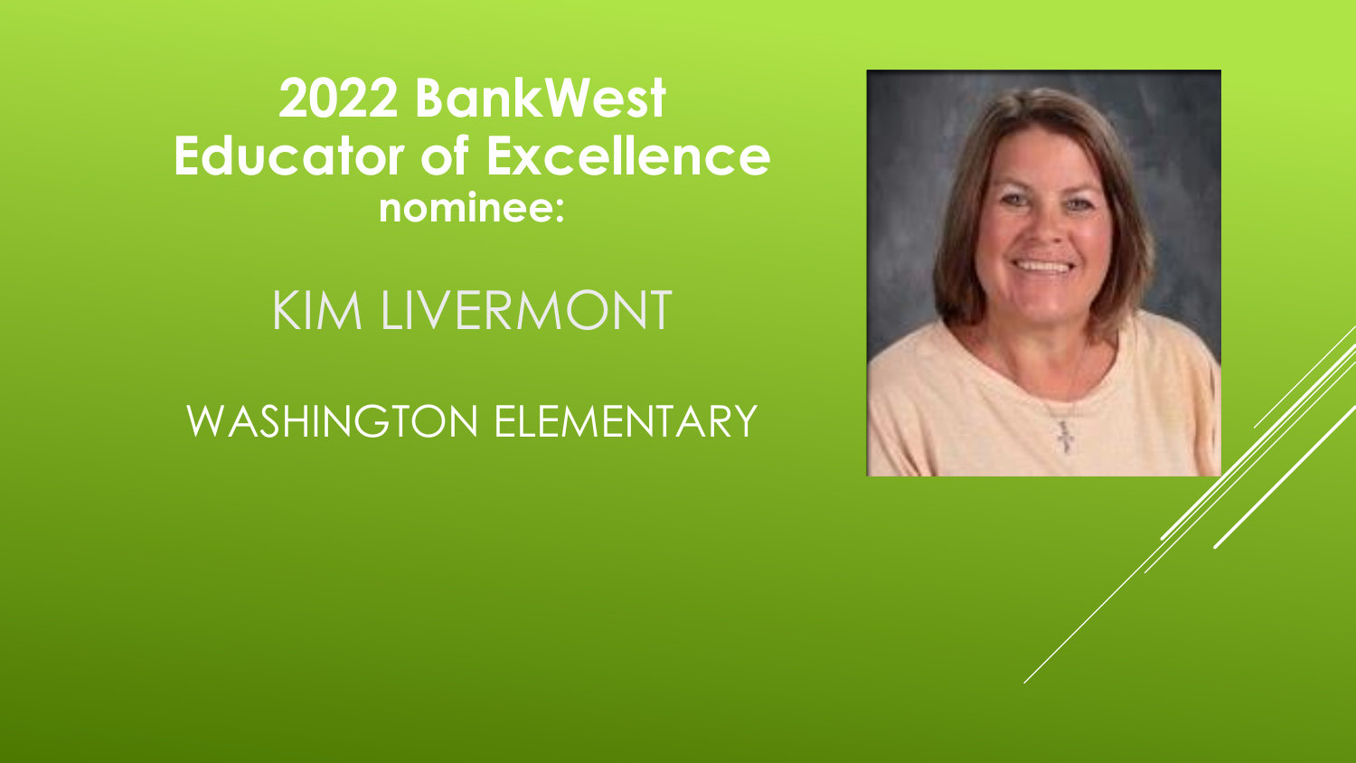# 2022 BankWest Educator of Excellence

**nominee:**

KIM LIVERMONT

WASHINGTON ELEMENTARY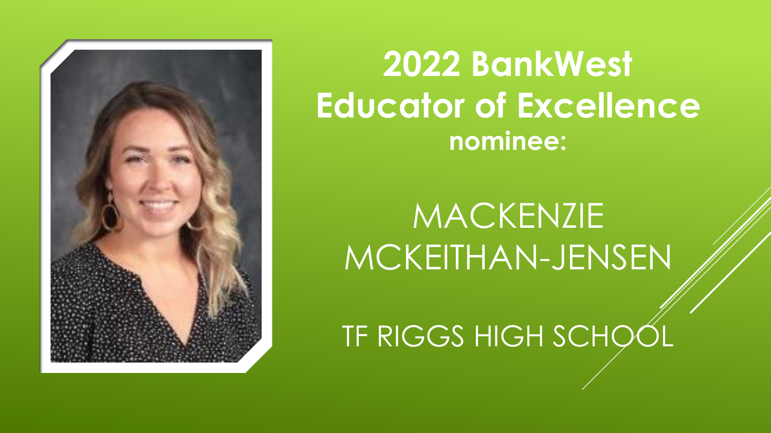# 2022 BankWest Educator of Excellence

**nominee:**

MACKENZIE MCKEITHAN-JENSEN

TF RIGGS HIGH SCHOOL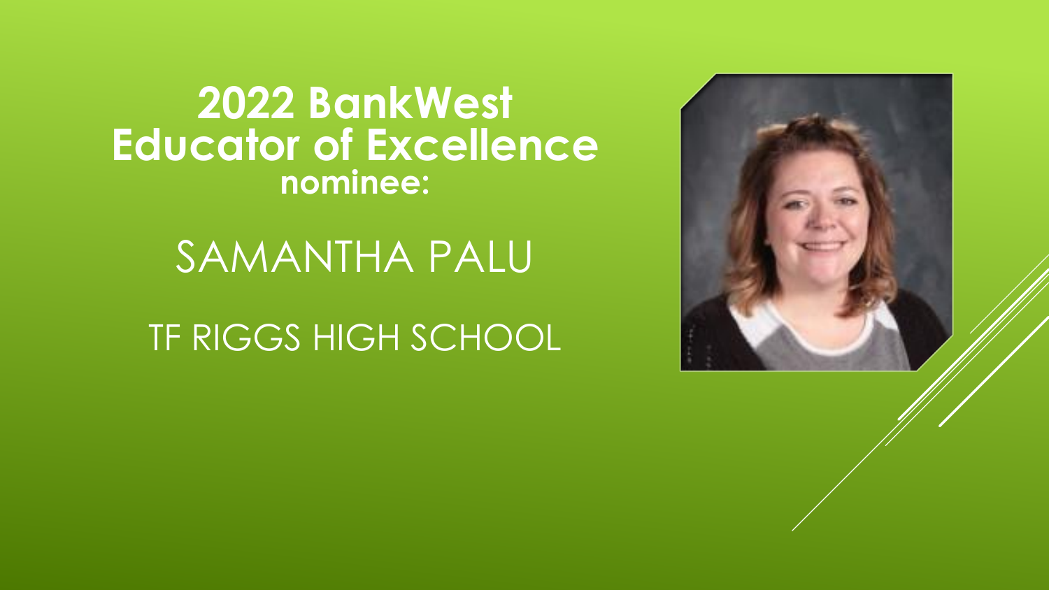# 2022 BankWest Educator of Excellence

**nominee:**

SAMANTHA PALU

TF RIGGS HIGH SCHOOL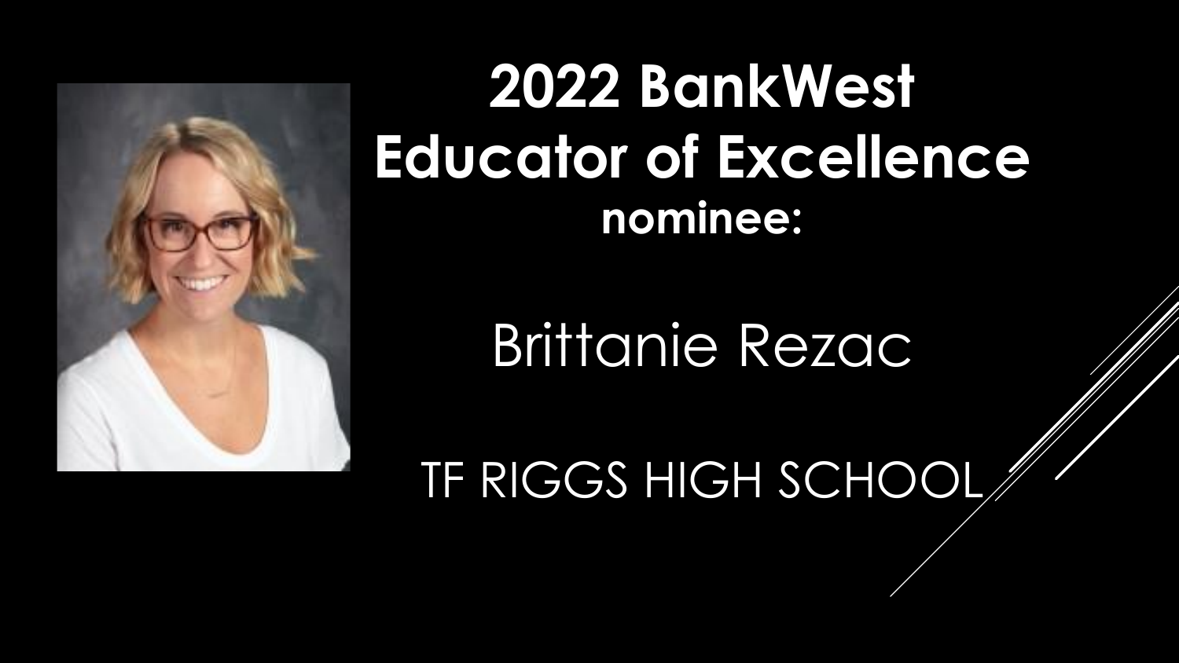# 2022 BankWest Educator of Excellence

**nominee:**

Brittanie Rezac

TF RIGGS HIGH SCHOOL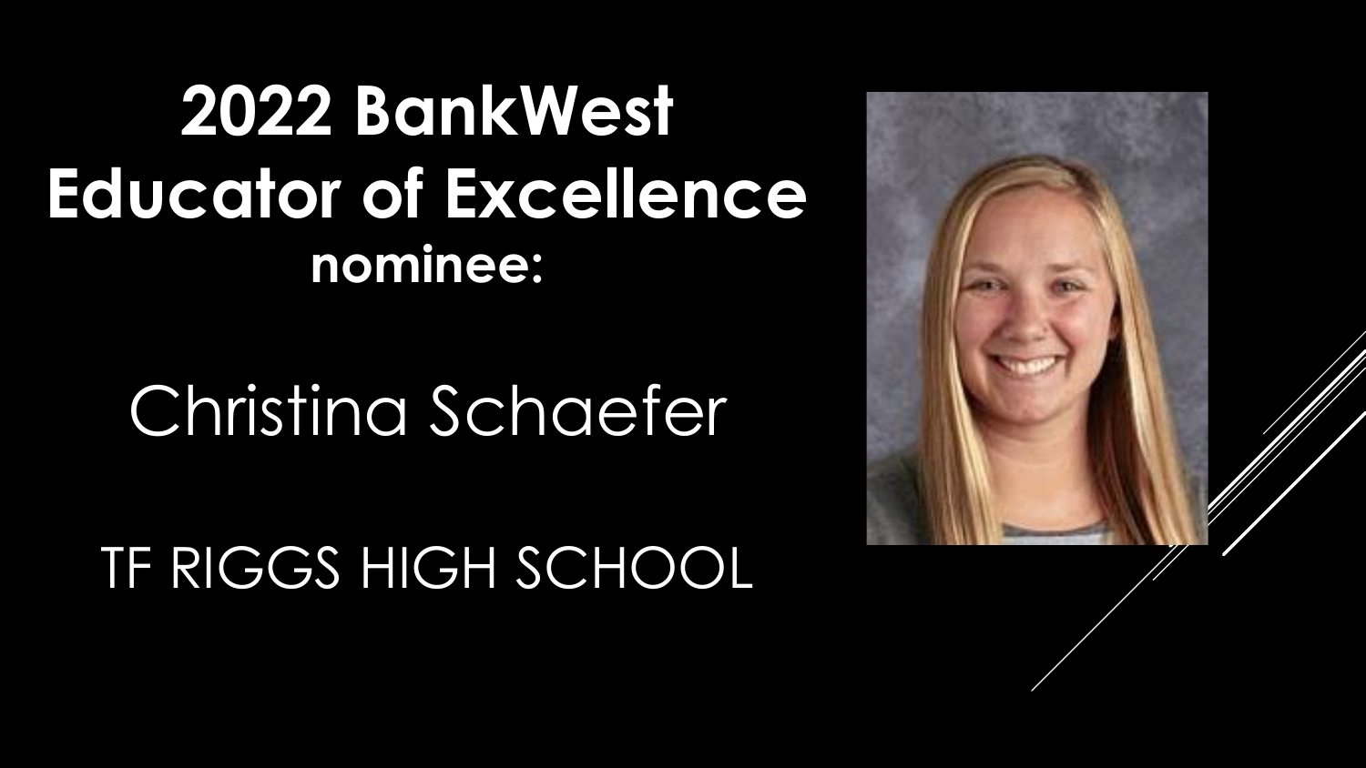# 2022 BankWest Educator of Excellence

**nominee:**

Christina Schaefer

TF RIGGS HIGH SCHOOL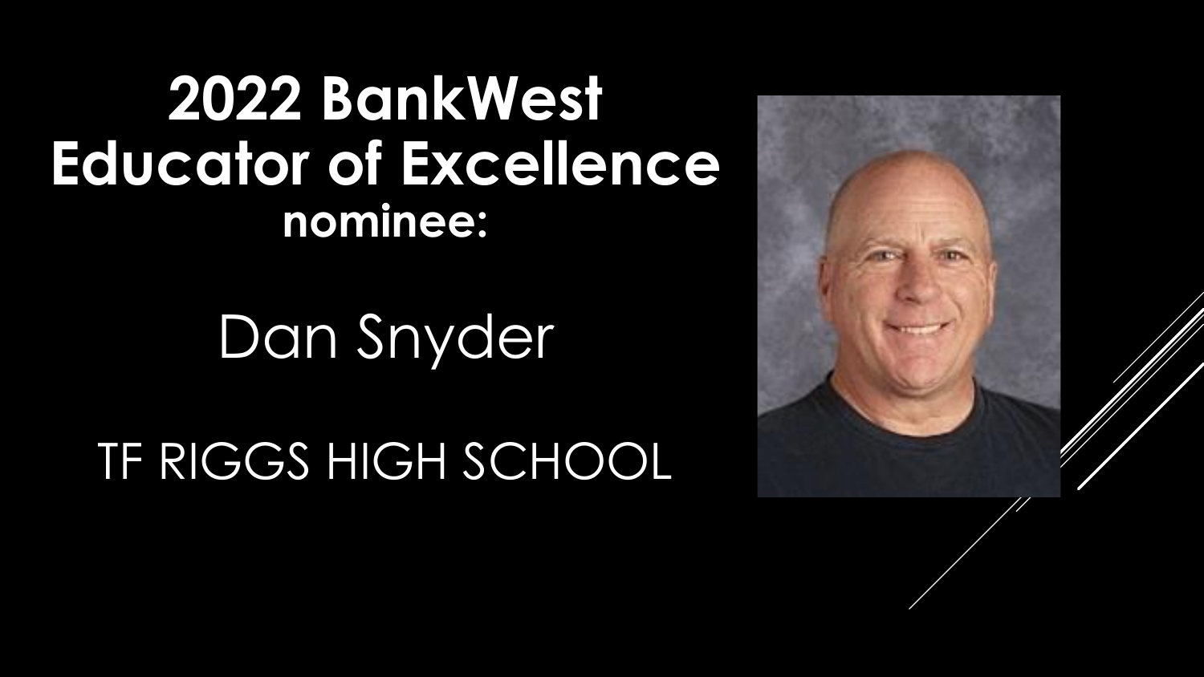# 2022 BankWest Educator of Excellence

**nominee:**

Dan Snyder

TF RIGGS HIGH SCHOOL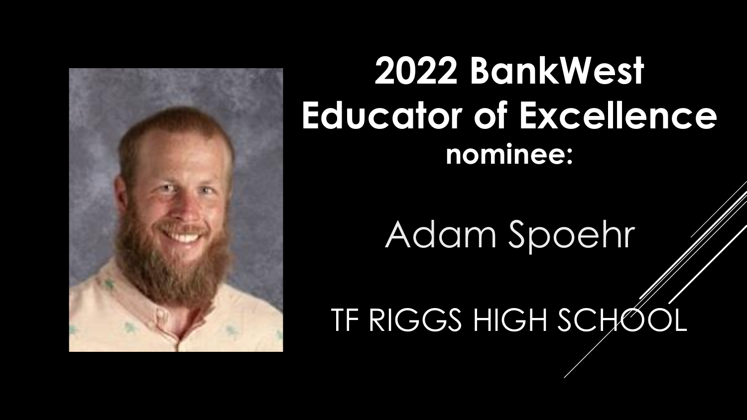# 2022 BankWest Educator of Excellence

**nominee:**

Adam Spoehr

TF RIGGS HIGH SCHOOL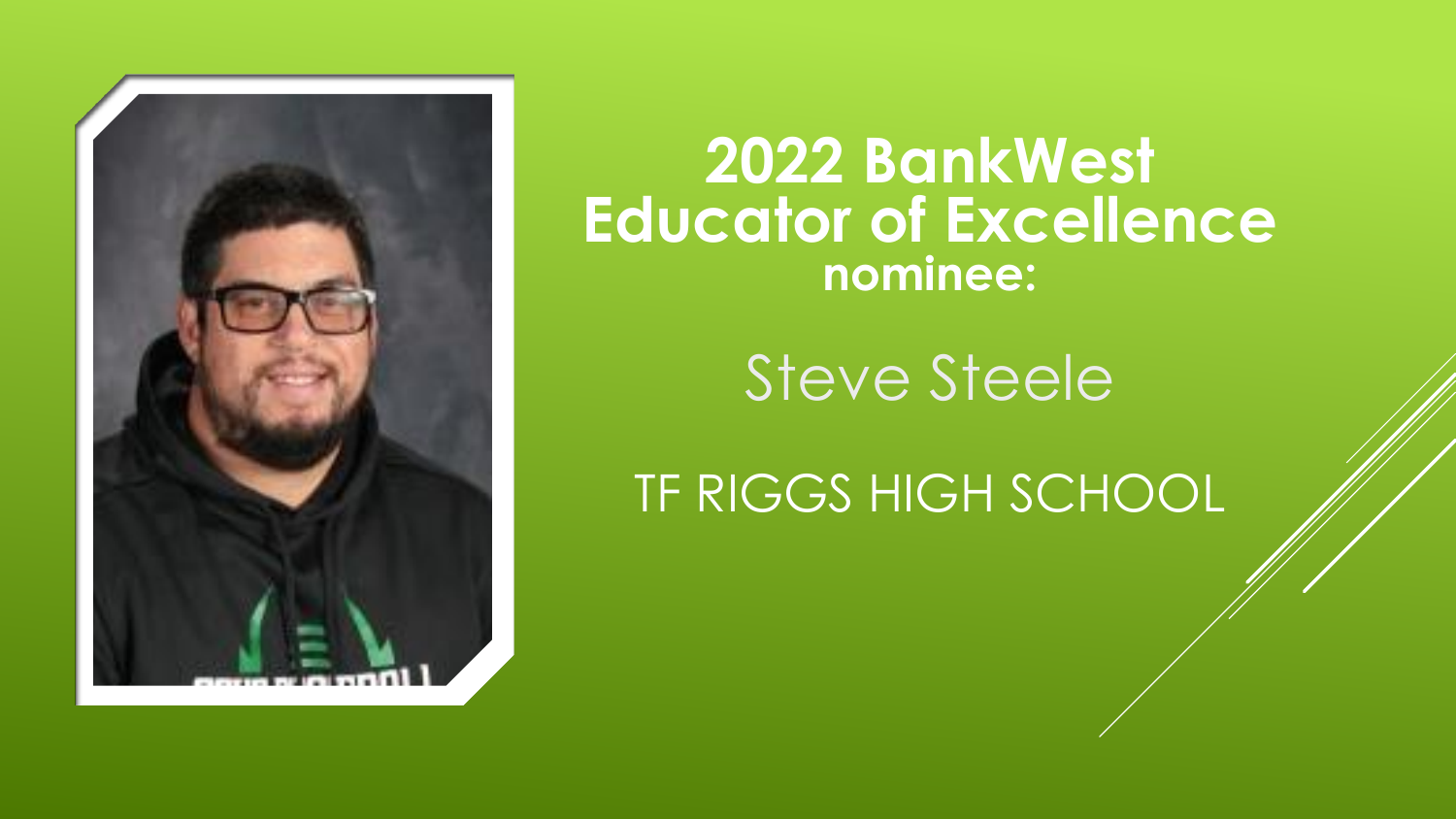# 2022 BankWest Educator of Excellence nominee:

Steve Steele

TF RIGGS HIGH SCHOOL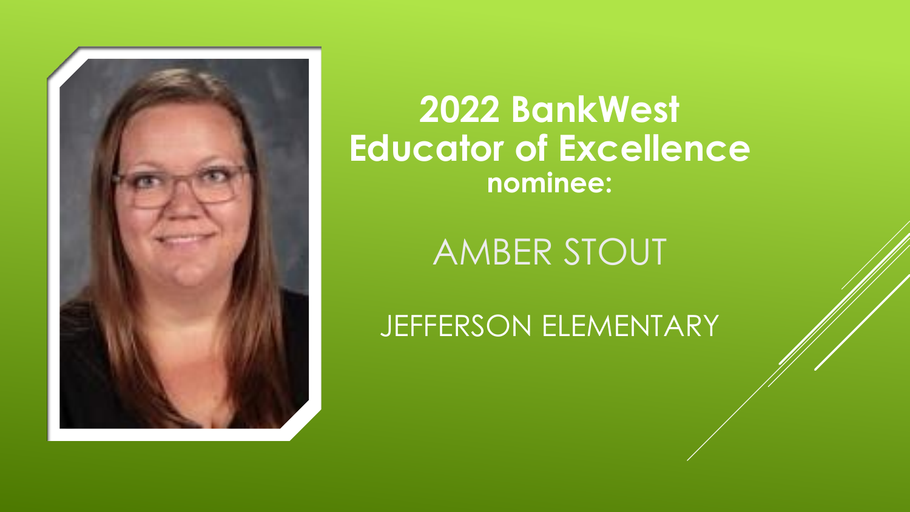# 2022 BankWest Educator of Excellence

**nominee:**

AMBER STOUT

JEFFERSON ELEMENTARY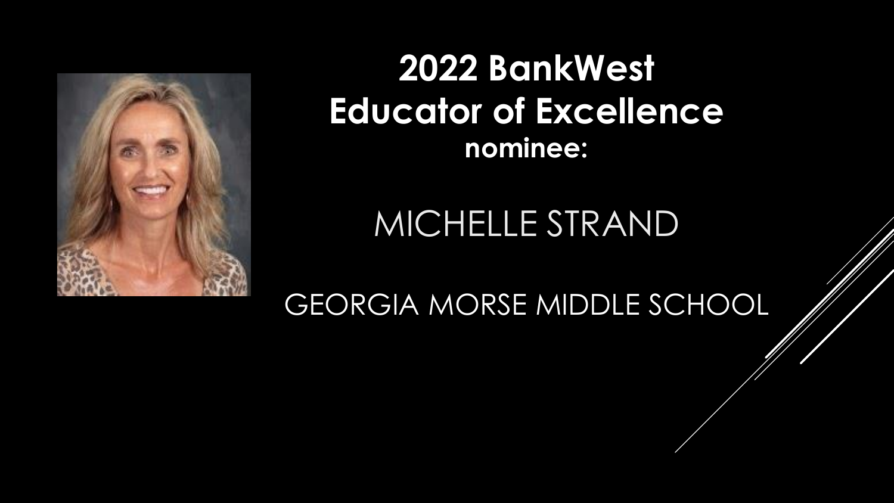# 2022 BankWest Educator of Excellence

**nominee:**

MICHELLE STRAND

GEORGIA MORSE MIDDLE SCHOOL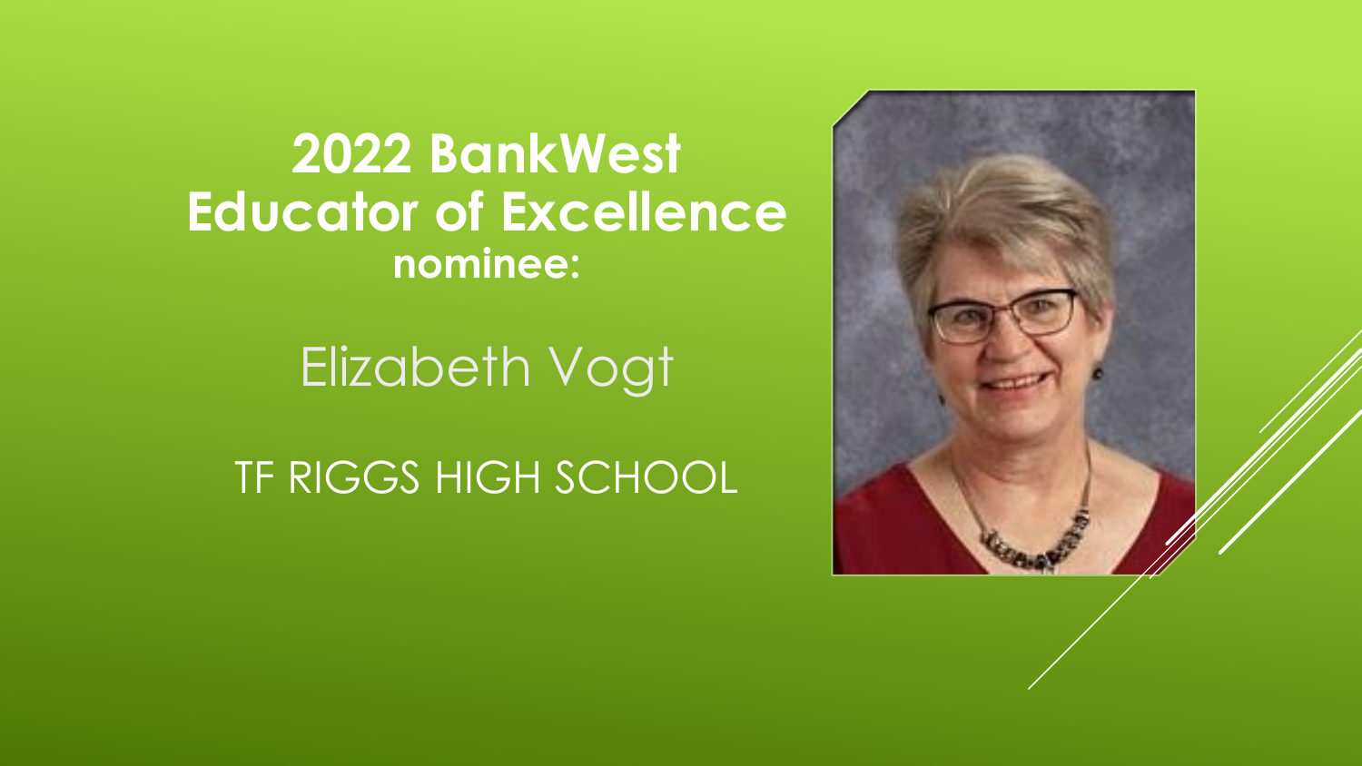# 2022 BankWest Educator of Excellence

**nominee:**

Elizabeth Vogt

TF RIGGS HIGH SCHOOL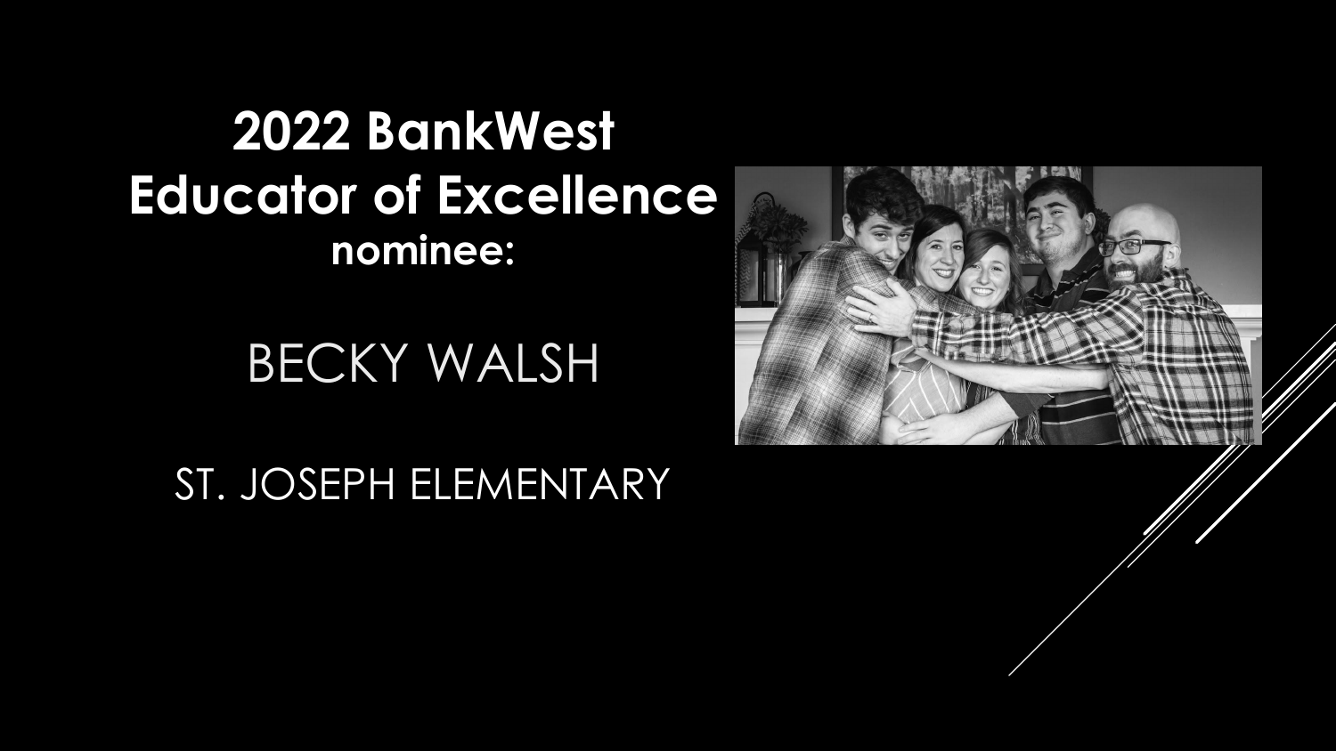# 2022 BankWest Educator of Excellence

**nominee:**

BECKY WALSH

ST. JOSEPH ELEMENTARY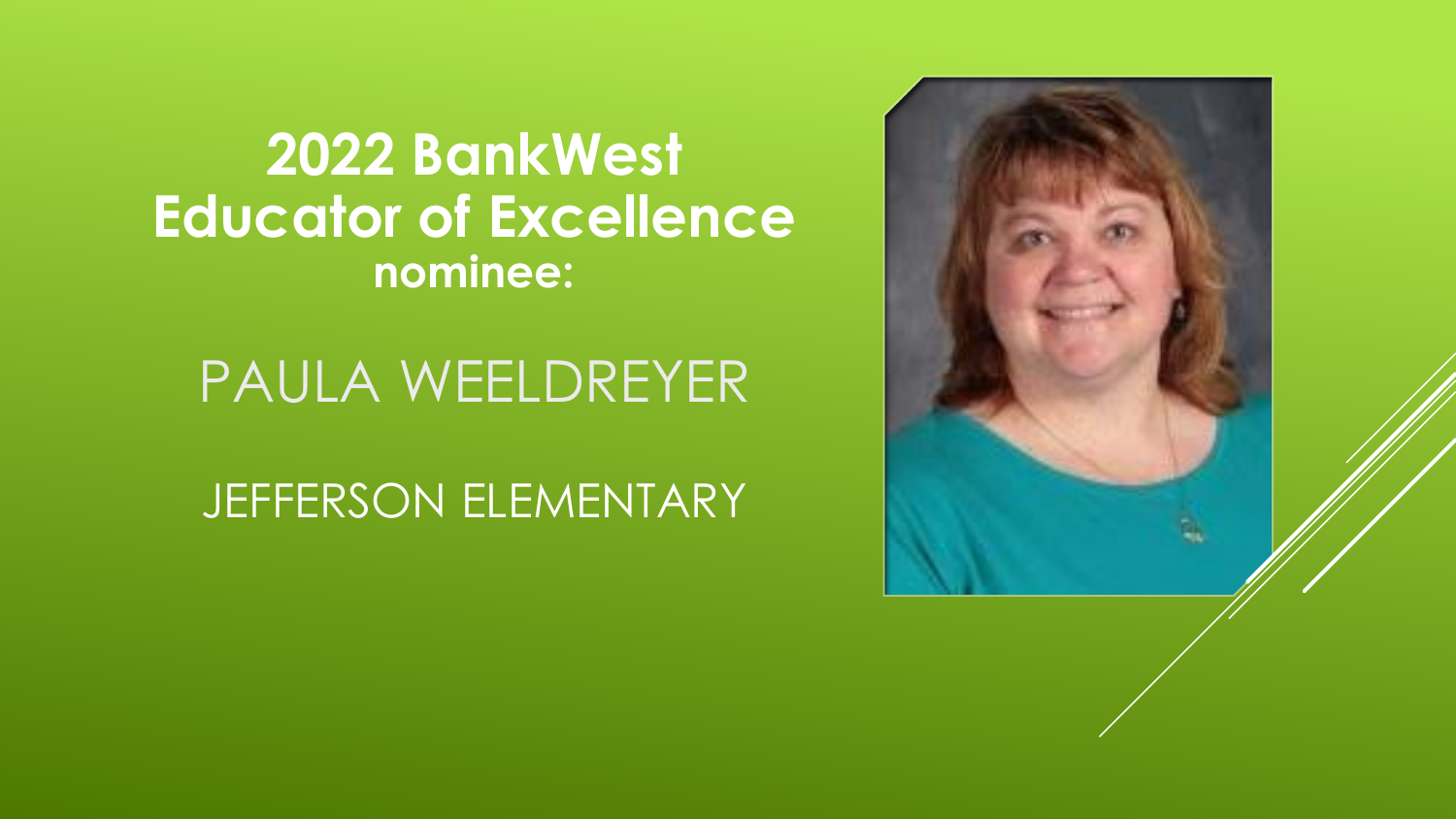# 2022 BankWest Educator of Excellence

**nominee:**

PAULA WEELDREYER

JEFFERSON ELEMENTARY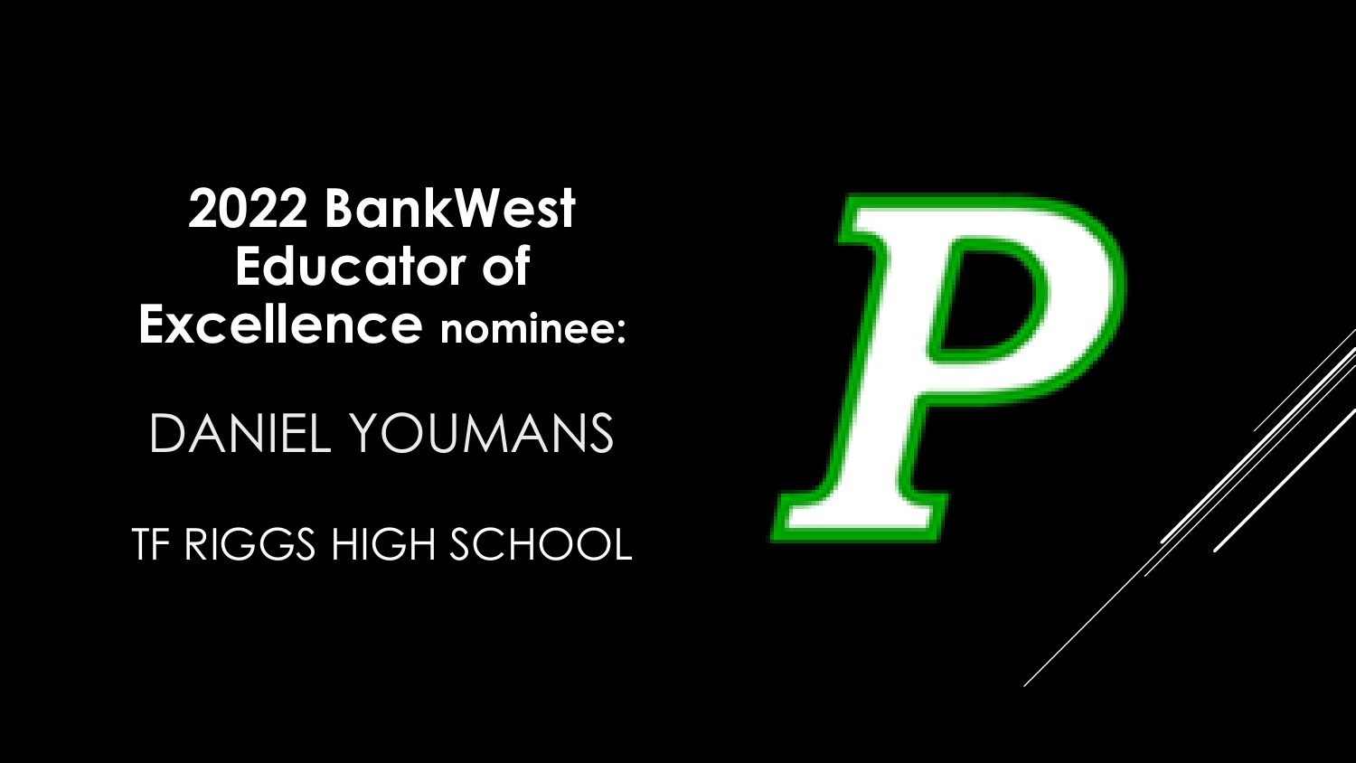**2022 BankWest Educator of Excellence nominee:**

DANIEL YOUMANS

TF RIGGS HIGH SCHOOL